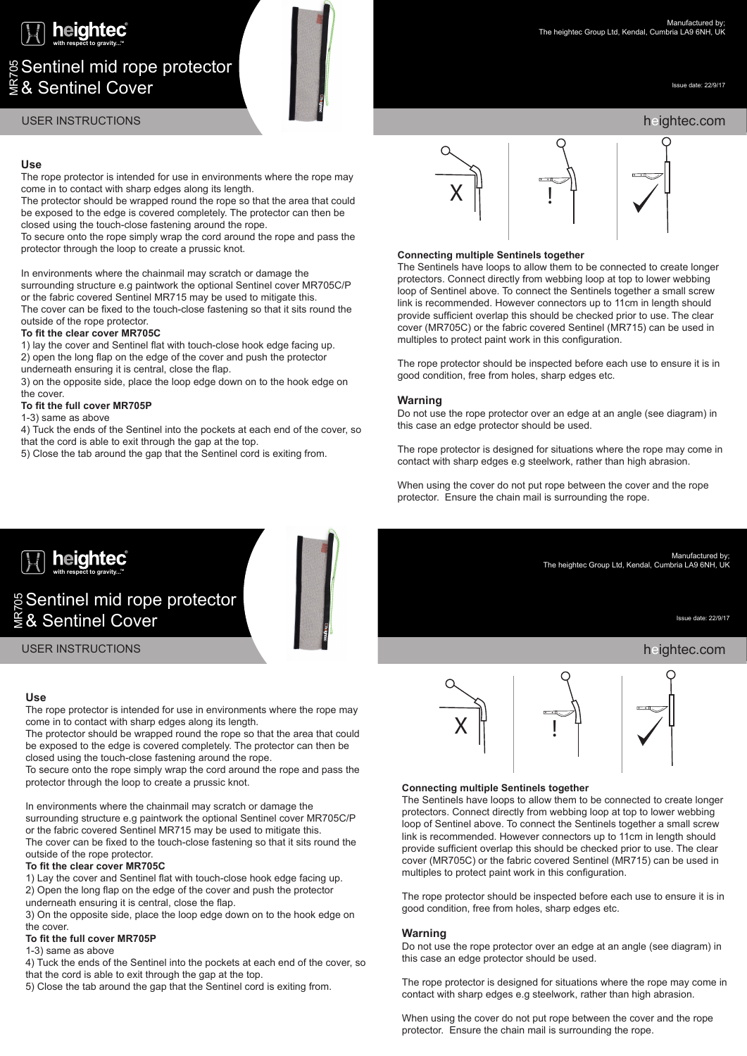# heightec
with respect to gravity...™

# MR705 Sentinel mid rope protector & Sentinel Cover

USER INSTRUCTIONS

Manufactured by;
The heightec Group Ltd, Kendal, Cumbria LA9 6NH, UK

Issue date: 22/9/17

heightec.com

## Use

The rope protector is intended for use in environments where the rope may come in to contact with sharp edges along its length.
The protector should be wrapped round the rope so that the area that could be exposed to the edge is covered completely. The protector can then be closed using the touch-close fastening around the rope.
To secure onto the rope simply wrap the cord around the rope and pass the protector through the loop to create a prussic knot.

In environments where the chainmail may scratch or damage the surrounding structure e.g paintwork the optional Sentinel cover MR705C/P or the fabric covered Sentinel MR715 may be used to mitigate this.
The cover can be fixed to the touch-close fastening so that it sits round the outside of the rope protector.

**To fit the clear cover MR705C**

1) lay the cover and Sentinel flat with touch-close hook edge facing up.
2) open the long flap on the edge of the cover and push the protector underneath ensuring it is central, close the flap.
3) on the opposite side, place the loop edge down on to the hook edge on the cover.

**To fit the full cover MR705P**

1-3) same as above
4) Tuck the ends of the Sentinel into the pockets at each end of the cover, so that the cord is able to exit through the gap at the top.
5) Close the tab around the gap that the Sentinel cord is exiting from.

**Connecting multiple Sentinels together**

The Sentinels have loops to allow them to be connected to create longer protectors. Connect directly from webbing loop at top to lower webbing loop of Sentinel above. To connect the Sentinels together a small screw link is recommended. However connectors up to 11cm in length should provide sufficient overlap this should be checked prior to use. The clear cover (MR705C) or the fabric covered Sentinel (MR715) can be used in multiples to protect paint work in this configuration.

The rope protector should be inspected before each use to ensure it is in good condition, free from holes, sharp edges etc.

## Warning

Do not use the rope protector over an edge at an angle (see diagram) in this case an edge protector should be used.

The rope protector is designed for situations where the rope may come in contact with sharp edges e.g steelwork, rather than high abrasion.

When using the cover do not put rope between the cover and the rope protector. Ensure the chain mail is surrounding the rope.

---

# heightec
with respect to gravity...™

# MR705 Sentinel mid rope protector & Sentinel Cover

USER INSTRUCTIONS

Manufactured by;
The heightec Group Ltd, Kendal, Cumbria LA9 6NH, UK

Issue date: 22/9/17

heightec.com

## Use

The rope protector is intended for use in environments where the rope may come in to contact with sharp edges along its length.
The protector should be wrapped round the rope so that the area that could be exposed to the edge is covered completely. The protector can then be closed using the touch-close fastening around the rope.
To secure onto the rope simply wrap the cord around the rope and pass the protector through the loop to create a prussic knot.

In environments where the chainmail may scratch or damage the surrounding structure e.g paintwork the optional Sentinel cover MR705C/P or the fabric covered Sentinel MR715 may be used to mitigate this.
The cover can be fixed to the touch-close fastening so that it sits round the outside of the rope protector.

**To fit the clear cover MR705C**

1) Lay the cover and Sentinel flat with touch-close hook edge facing up.
2) Open the long flap on the edge of the cover and push the protector underneath ensuring it is central, close the flap.
3) On the opposite side, place the loop edge down on to the hook edge on the cover.

**To fit the full cover MR705P**

1-3) same as above
4) Tuck the ends of the Sentinel into the pockets at each end of the cover, so that the cord is able to exit through the gap at the top.
5) Close the tab around the gap that the Sentinel cord is exiting from.

**Connecting multiple Sentinels together**

The Sentinels have loops to allow them to be connected to create longer protectors. Connect directly from webbing loop at top to lower webbing loop of Sentinel above. To connect the Sentinels together a small screw link is recommended. However connectors up to 11cm in length should provide sufficient overlap this should be checked prior to use. The clear cover (MR705C) or the fabric covered Sentinel (MR715) can be used in multiples to protect paint work in this configuration.

The rope protector should be inspected before each use to ensure it is in good condition, free from holes, sharp edges etc.

## Warning

Do not use the rope protector over an edge at an angle (see diagram) in this case an edge protector should be used.

The rope protector is designed for situations where the rope may come in contact with sharp edges e.g steelwork, rather than high abrasion.

When using the cover do not put rope between the cover and the rope protector. Ensure the chain mail is surrounding the rope.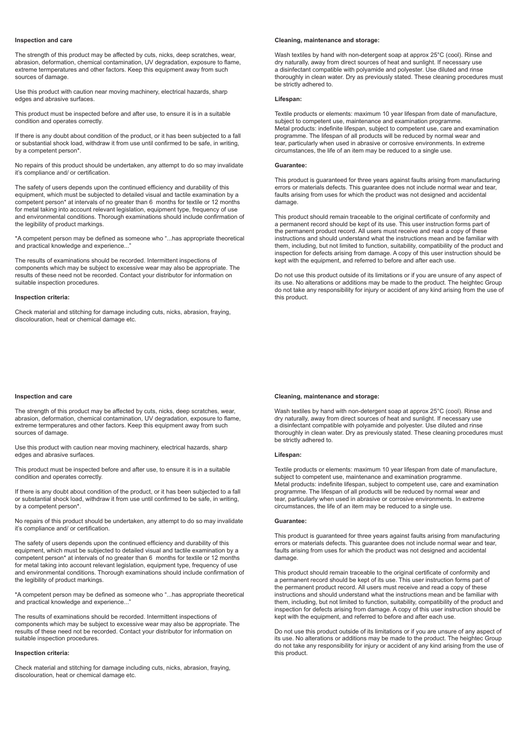**Inspection and care**

The strength of this product may be affected by cuts, nicks, deep scratches, wear, abrasion, deformation, chemical contamination, UV degradation, exposure to flame, extreme termperatures and other factors. Keep this equipment away from such sources of damage.

Use this product with caution near moving machinery, electrical hazards, sharp edges and abrasive surfaces.

This product must be inspected before and after use, to ensure it is in a suitable condition and operates correctly.

If there is any doubt about condition of the product, or it has been subjected to a fall or substantial shock load, withdraw it from use until confirmed to be safe, in writing, by a competent person*.

No repairs of this product should be undertaken, any attempt to do so may invalidate it's compliance and/ or certification.

The safety of users depends upon the continued efficiency and durability of this equipment, which must be subjected to detailed visual and tactile examination by a competent person* at intervals of no greater than 6 months for textile or 12 months for metal taking into account relevant legislation, equipment type, frequency of use and environmental conditions. Thorough examinations should include confirmation of the legibility of product markings.

*A competent person may be defined as someone who "...has appropriate theoretical and practical knowledge and experience..."

The results of examinations should be recorded. Intermittent inspections of components which may be subject to excessive wear may also be appropriate. The results of these need not be recorded. Contact your distributor for information on suitable inspection procedures.

**Inspection criteria:**

Check material and stitching for damage including cuts, nicks, abrasion, fraying, discolouration, heat or chemical damage etc.

**Cleaning, maintenance and storage:**

Wash textiles by hand with non-detergent soap at approx 25°C (cool). Rinse and dry naturally, away from direct sources of heat and sunlight. If necessary use a disinfectant compatible with polyamide and polyester. Use diluted and rinse thoroughly in clean water. Dry as previously stated. These cleaning procedures must be strictly adhered to.

**Lifespan:**

Textile products or elements: maximum 10 year lifespan from date of manufacture, subject to competent use, maintenance and examination programme.
Metal products: indefinite lifespan, subject to competent use, care and examination programme. The lifespan of all products will be reduced by normal wear and tear, particularly when used in abrasive or corrosive environments. In extreme circumstances, the life of an item may be reduced to a single use.

**Guarantee:**

This product is guaranteed for three years against faults arising from manufacturing errors or materials defects. This guarantee does not include normal wear and tear, faults arising from uses for which the product was not designed and accidental damage.

This product should remain traceable to the original certificate of conformity and a permanent record should be kept of its use. This user instruction forms part of the permanent product record. All users must receive and read a copy of these instructions and should understand what the instructions mean and be familiar with them, including, but not limited to function, suitability, compatibility of the product and inspection for defects arising from damage. A copy of this user instruction should be kept with the equipment, and referred to before and after each use.

Do not use this product outside of its limitations or if you are unsure of any aspect of its use. No alterations or additions may be made to the product. The heightec Group do not take any responsibility for injury or accident of any kind arising from the use of this product.

**Inspection and care**

The strength of this product may be affected by cuts, nicks, deep scratches, wear, abrasion, deformation, chemical contamination, UV degradation, exposure to flame, extreme termperatures and other factors. Keep this equipment away from such sources of damage.

Use this product with caution near moving machinery, electrical hazards, sharp edges and abrasive surfaces.

This product must be inspected before and after use, to ensure it is in a suitable condition and operates correctly.

If there is any doubt about condition of the product, or it has been subjected to a fall or substantial shock load, withdraw it from use until confirmed to be safe, in writing, by a competent person*.

No repairs of this product should be undertaken, any attempt to do so may invalidate it's compliance and/ or certification.

The safety of users depends upon the continued efficiency and durability of this equipment, which must be subjected to detailed visual and tactile examination by a competent person* at intervals of no greater than 6 months for textile or 12 months for metal taking into account relevant legislation, equipment type, frequency of use and environmental conditions. Thorough examinations should include confirmation of the legibility of product markings.

*A competent person may be defined as someone who "...has appropriate theoretical and practical knowledge and experience..."

The results of examinations should be recorded. Intermittent inspections of components which may be subject to excessive wear may also be appropriate. The results of these need not be recorded. Contact your distributor for information on suitable inspection procedures.

**Inspection criteria:**

Check material and stitching for damage including cuts, nicks, abrasion, fraying, discolouration, heat or chemical damage etc.

**Cleaning, maintenance and storage:**

Wash textiles by hand with non-detergent soap at approx 25°C (cool). Rinse and dry naturally, away from direct sources of heat and sunlight. If necessary use a disinfectant compatible with polyamide and polyester. Use diluted and rinse thoroughly in clean water. Dry as previously stated. These cleaning procedures must be strictly adhered to.

**Lifespan:**

Textile products or elements: maximum 10 year lifespan from date of manufacture, subject to competent use, maintenance and examination programme.
Metal products: indefinite lifespan, subject to competent use, care and examination programme. The lifespan of all products will be reduced by normal wear and tear, particularly when used in abrasive or corrosive environments. In extreme circumstances, the life of an item may be reduced to a single use.

**Guarantee:**

This product is guaranteed for three years against faults arising from manufacturing errors or materials defects. This guarantee does not include normal wear and tear, faults arising from uses for which the product was not designed and accidental damage.

This product should remain traceable to the original certificate of conformity and a permanent record should be kept of its use. This user instruction forms part of the permanent product record. All users must receive and read a copy of these instructions and should understand what the instructions mean and be familiar with them, including, but not limited to function, suitability, compatibility of the product and inspection for defects arising from damage. A copy of this user instruction should be kept with the equipment, and referred to before and after each use.

Do not use this product outside of its limitations or if you are unsure of any aspect of its use. No alterations or additions may be made to the product. The heightec Group do not take any responsibility for injury or accident of any kind arising from the use of this product.